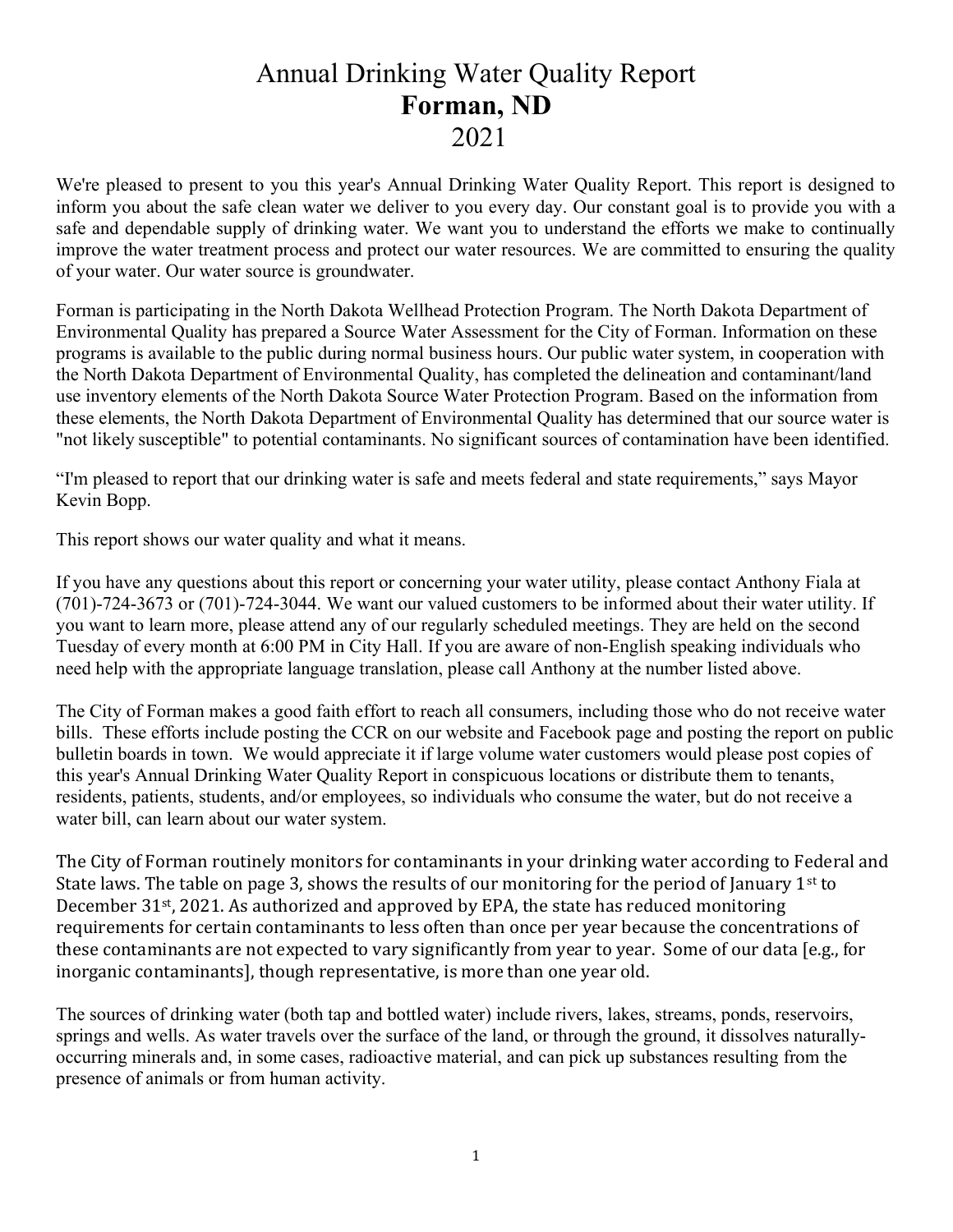# Annual Drinking Water Quality Report
# **Forman, ND**
# 2021

We're pleased to present to you this year's Annual Drinking Water Quality Report. This report is designed to inform you about the safe clean water we deliver to you every day. Our constant goal is to provide you with a safe and dependable supply of drinking water. We want you to understand the efforts we make to continually improve the water treatment process and protect our water resources. We are committed to ensuring the quality of your water. Our water source is groundwater.

Forman is participating in the North Dakota Wellhead Protection Program. The North Dakota Department of Environmental Quality has prepared a Source Water Assessment for the City of Forman. Information on these programs is available to the public during normal business hours. Our public water system, in cooperation with the North Dakota Department of Environmental Quality, has completed the delineation and contaminant/land use inventory elements of the North Dakota Source Water Protection Program. Based on the information from these elements, the North Dakota Department of Environmental Quality has determined that our source water is "not likely susceptible" to potential contaminants. No significant sources of contamination have been identified.

"I'm pleased to report that our drinking water is safe and meets federal and state requirements," says Mayor Kevin Bopp.

This report shows our water quality and what it means.

If you have any questions about this report or concerning your water utility, please contact Anthony Fiala at (701)-724-3673 or (701)-724-3044. We want our valued customers to be informed about their water utility. If you want to learn more, please attend any of our regularly scheduled meetings. They are held on the second Tuesday of every month at 6:00 PM in City Hall. If you are aware of non-English speaking individuals who need help with the appropriate language translation, please call Anthony at the number listed above.

The City of Forman makes a good faith effort to reach all consumers, including those who do not receive water bills. These efforts include posting the CCR on our website and Facebook page and posting the report on public bulletin boards in town. We would appreciate it if large volume water customers would please post copies of this year's Annual Drinking Water Quality Report in conspicuous locations or distribute them to tenants, residents, patients, students, and/or employees, so individuals who consume the water, but do not receive a water bill, can learn about our water system.

The City of Forman routinely monitors for contaminants in your drinking water according to Federal and State laws. The table on page 3, shows the results of our monitoring for the period of January 1st to December 31st, 2021. As authorized and approved by EPA, the state has reduced monitoring requirements for certain contaminants to less often than once per year because the concentrations of these contaminants are not expected to vary significantly from year to year. Some of our data [e.g., for inorganic contaminants], though representative, is more than one year old.

The sources of drinking water (both tap and bottled water) include rivers, lakes, streams, ponds, reservoirs, springs and wells. As water travels over the surface of the land, or through the ground, it dissolves naturally-occurring minerals and, in some cases, radioactive material, and can pick up substances resulting from the presence of animals or from human activity.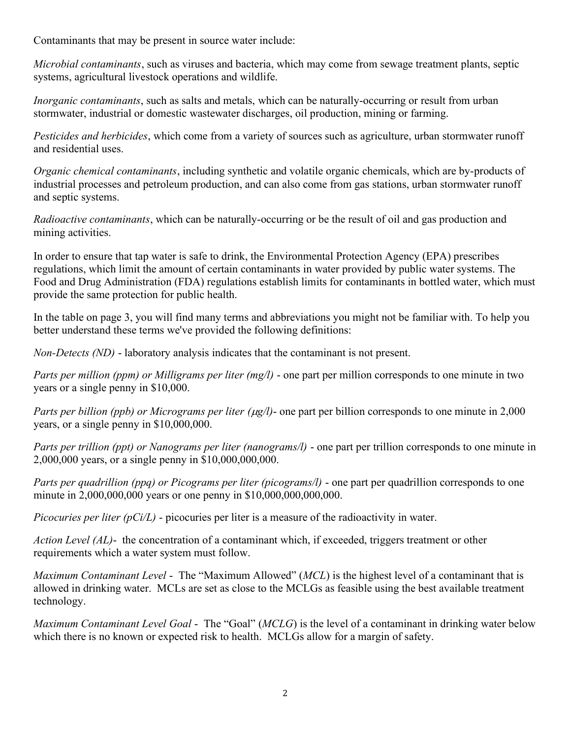Contaminants that may be present in source water include:

*Microbial contaminants*, such as viruses and bacteria, which may come from sewage treatment plants, septic systems, agricultural livestock operations and wildlife.

*Inorganic contaminants*, such as salts and metals, which can be naturally-occurring or result from urban stormwater, industrial or domestic wastewater discharges, oil production, mining or farming.

*Pesticides and herbicides*, which come from a variety of sources such as agriculture, urban stormwater runoff and residential uses.

*Organic chemical contaminants*, including synthetic and volatile organic chemicals, which are by-products of industrial processes and petroleum production, and can also come from gas stations, urban stormwater runoff and septic systems.

*Radioactive contaminants*, which can be naturally-occurring or be the result of oil and gas production and mining activities.

In order to ensure that tap water is safe to drink, the Environmental Protection Agency (EPA) prescribes regulations, which limit the amount of certain contaminants in water provided by public water systems. The Food and Drug Administration (FDA) regulations establish limits for contaminants in bottled water, which must provide the same protection for public health.

In the table on page 3, you will find many terms and abbreviations you might not be familiar with. To help you better understand these terms we've provided the following definitions:

*Non-Detects (ND)* - laboratory analysis indicates that the contaminant is not present.

*Parts per million (ppm) or Milligrams per liter (mg/l)* - one part per million corresponds to one minute in two years or a single penny in $10,000.

*Parts per billion (ppb) or Micrograms per liter (μg/l)*- one part per billion corresponds to one minute in 2,000 years, or a single penny in $10,000,000.

*Parts per trillion (ppt) or Nanograms per liter (nanograms/l)* - one part per trillion corresponds to one minute in 2,000,000 years, or a single penny in $10,000,000,000.

*Parts per quadrillion (ppq) or Picograms per liter (picograms/l)* - one part per quadrillion corresponds to one minute in 2,000,000,000 years or one penny in $10,000,000,000,000.

*Picocuries per liter (pCi/L)* - picocuries per liter is a measure of the radioactivity in water.

*Action Level (AL)*- the concentration of a contaminant which, if exceeded, triggers treatment or other requirements which a water system must follow.

*Maximum Contaminant Level* - The "Maximum Allowed" (*MCL*) is the highest level of a contaminant that is allowed in drinking water. MCLs are set as close to the MCLGs as feasible using the best available treatment technology.

*Maximum Contaminant Level Goal* - The "Goal" (*MCLG*) is the level of a contaminant in drinking water below which there is no known or expected risk to health. MCLGs allow for a margin of safety.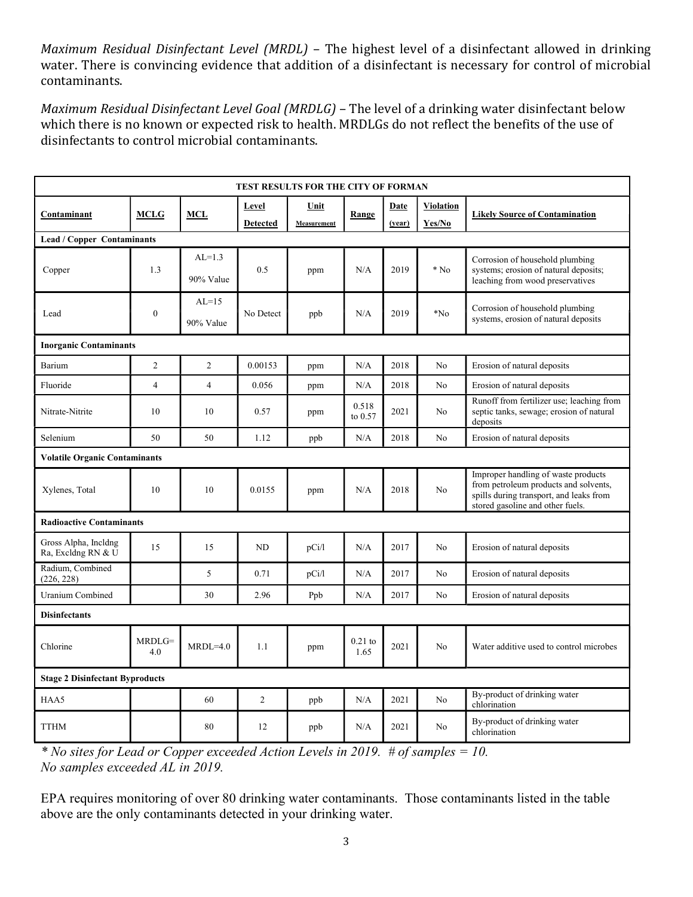*Maximum Residual Disinfectant Level (MRDL)* – The highest level of a disinfectant allowed in drinking water. There is convincing evidence that addition of a disinfectant is necessary for control of microbial contaminants.

*Maximum Residual Disinfectant Level Goal (MRDLG)* – The level of a drinking water disinfectant below which there is no known or expected risk to health. MRDLGs do not reflect the benefits of the use of disinfectants to control microbial contaminants.

| TEST RESULTS FOR THE CITY OF FORMAN | | | | | | | | |
|---|---|---|---|---|---|---|---|---|
| **Contaminant** | **MCLG** | **MCL** | **Level Detected** | **Unit Measurement** | **Range** | **Date (year)** | **Violation Yes/No** | **Likely Source of Contamination** |
| **Lead / Copper Contaminants** | | | | | | | | |
| Copper | 1.3 | AL=1.3 90% Value | 0.5 | ppm | N/A | 2019 | * No | Corrosion of household plumbing systems; erosion of natural deposits; leaching from wood preservatives |
| Lead | 0 | AL=15 90% Value | No Detect | ppb | N/A | 2019 | *No | Corrosion of household plumbing systems, erosion of natural deposits |
| **Inorganic Contaminants** | | | | | | | | |
| Barium | 2 | 2 | 0.00153 | ppm | N/A | 2018 | No | Erosion of natural deposits |
| Fluoride | 4 | 4 | 0.056 | ppm | N/A | 2018 | No | Erosion of natural deposits |
| Nitrate-Nitrite | 10 | 10 | 0.57 | ppm | 0.518 to 0.57 | 2021 | No | Runoff from fertilizer use; leaching from septic tanks, sewage; erosion of natural deposits |
| Selenium | 50 | 50 | 1.12 | ppb | N/A | 2018 | No | Erosion of natural deposits |
| **Volatile Organic Contaminants** | | | | | | | | |
| Xylenes, Total | 10 | 10 | 0.0155 | ppm | N/A | 2018 | No | Improper handling of waste products from petroleum products and solvents, spills during transport, and leaks from stored gasoline and other fuels. |
| **Radioactive Contaminants** | | | | | | | | |
| Gross Alpha, Incldng Ra, Excldng RN & U | 15 | 15 | ND | pCi/l | N/A | 2017 | No | Erosion of natural deposits |
| Radium, Combined (226, 228) | | 5 | 0.71 | pCi/l | N/A | 2017 | No | Erosion of natural deposits |
| Uranium Combined | | 30 | 2.96 | Ppb | N/A | 2017 | No | Erosion of natural deposits |
| **Disinfectants** | | | | | | | | |
| Chlorine | MRDLG= 4.0 | MRDL=4.0 | 1.1 | ppm | 0.21 to 1.65 | 2021 | No | Water additive used to control microbes |
| **Stage 2 Disinfectant Byproducts** | | | | | | | | |
| HAA5 | | 60 | 2 | ppb | N/A | 2021 | No | By-product of drinking water chlorination |
| TTHM | | 80 | 12 | ppb | N/A | 2021 | No | By-product of drinking water chlorination |

*\* No sites for Lead or Copper exceeded Action Levels in 2019. # of samples = 10.*
*No samples exceeded AL in 2019.*

EPA requires monitoring of over 80 drinking water contaminants. Those contaminants listed in the table above are the only contaminants detected in your drinking water.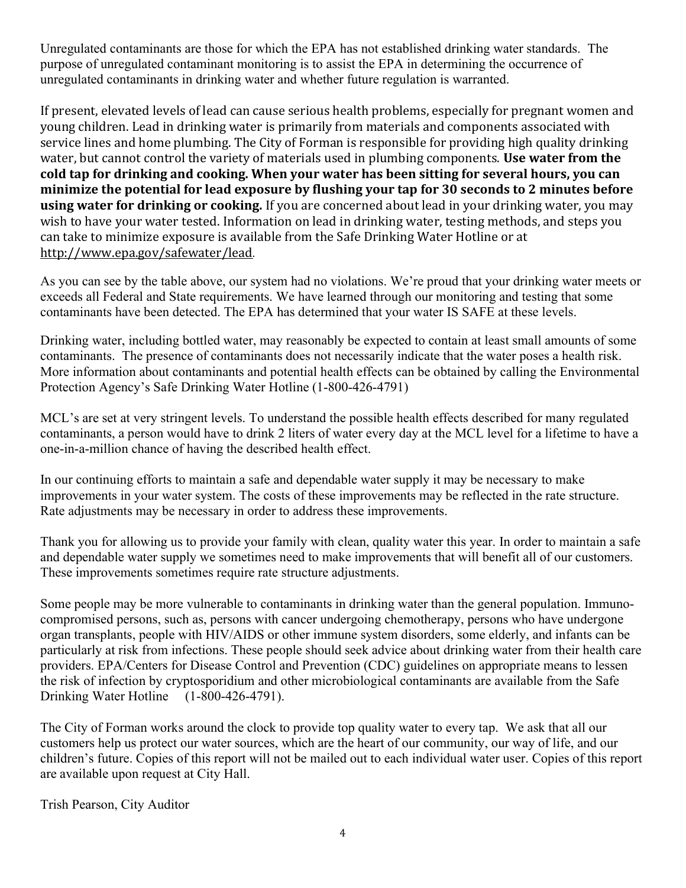Unregulated contaminants are those for which the EPA has not established drinking water standards. The purpose of unregulated contaminant monitoring is to assist the EPA in determining the occurrence of unregulated contaminants in drinking water and whether future regulation is warranted.

If present, elevated levels of lead can cause serious health problems, especially for pregnant women and young children. Lead in drinking water is primarily from materials and components associated with service lines and home plumbing. The City of Forman is responsible for providing high quality drinking water, but cannot control the variety of materials used in plumbing components. **Use water from the cold tap for drinking and cooking. When your water has been sitting for several hours, you can minimize the potential for lead exposure by flushing your tap for 30 seconds to 2 minutes before using water for drinking or cooking.** If you are concerned about lead in your drinking water, you may wish to have your water tested. Information on lead in drinking water, testing methods, and steps you can take to minimize exposure is available from the Safe Drinking Water Hotline or at http://www.epa.gov/safewater/lead.

As you can see by the table above, our system had no violations. We're proud that your drinking water meets or exceeds all Federal and State requirements. We have learned through our monitoring and testing that some contaminants have been detected. The EPA has determined that your water IS SAFE at these levels.

Drinking water, including bottled water, may reasonably be expected to contain at least small amounts of some contaminants. The presence of contaminants does not necessarily indicate that the water poses a health risk. More information about contaminants and potential health effects can be obtained by calling the Environmental Protection Agency's Safe Drinking Water Hotline (1-800-426-4791)

MCL's are set at very stringent levels. To understand the possible health effects described for many regulated contaminants, a person would have to drink 2 liters of water every day at the MCL level for a lifetime to have a one-in-a-million chance of having the described health effect.

In our continuing efforts to maintain a safe and dependable water supply it may be necessary to make improvements in your water system. The costs of these improvements may be reflected in the rate structure. Rate adjustments may be necessary in order to address these improvements.

Thank you for allowing us to provide your family with clean, quality water this year. In order to maintain a safe and dependable water supply we sometimes need to make improvements that will benefit all of our customers. These improvements sometimes require rate structure adjustments.

Some people may be more vulnerable to contaminants in drinking water than the general population. Immuno-compromised persons, such as, persons with cancer undergoing chemotherapy, persons who have undergone organ transplants, people with HIV/AIDS or other immune system disorders, some elderly, and infants can be particularly at risk from infections. These people should seek advice about drinking water from their health care providers. EPA/Centers for Disease Control and Prevention (CDC) guidelines on appropriate means to lessen the risk of infection by cryptosporidium and other microbiological contaminants are available from the Safe Drinking Water Hotline (1-800-426-4791).

The City of Forman works around the clock to provide top quality water to every tap. We ask that all our customers help us protect our water sources, which are the heart of our community, our way of life, and our children's future. Copies of this report will not be mailed out to each individual water user. Copies of this report are available upon request at City Hall.

Trish Pearson, City Auditor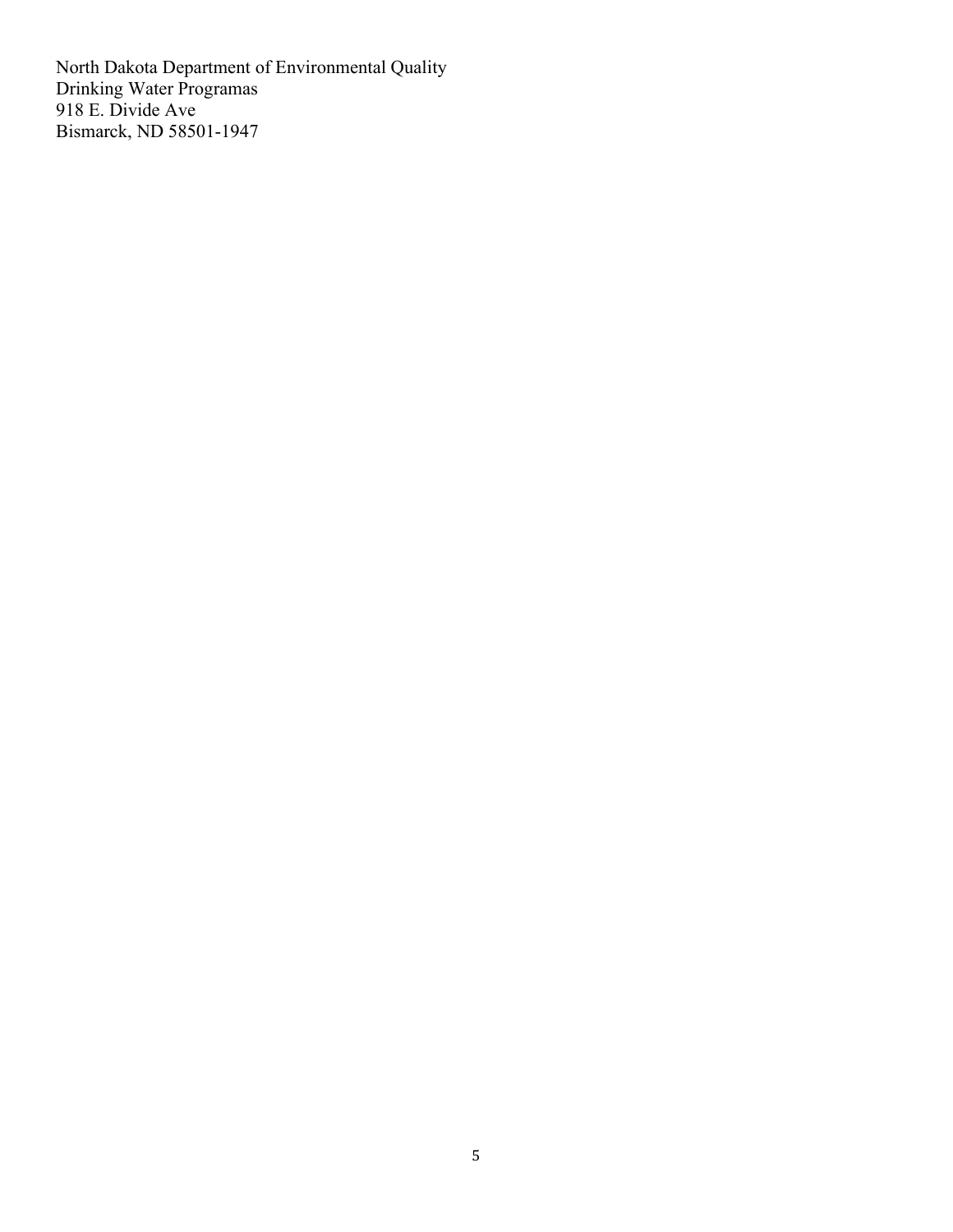North Dakota Department of Environmental Quality
Drinking Water Programas
918 E. Divide Ave
Bismarck, ND 58501-1947